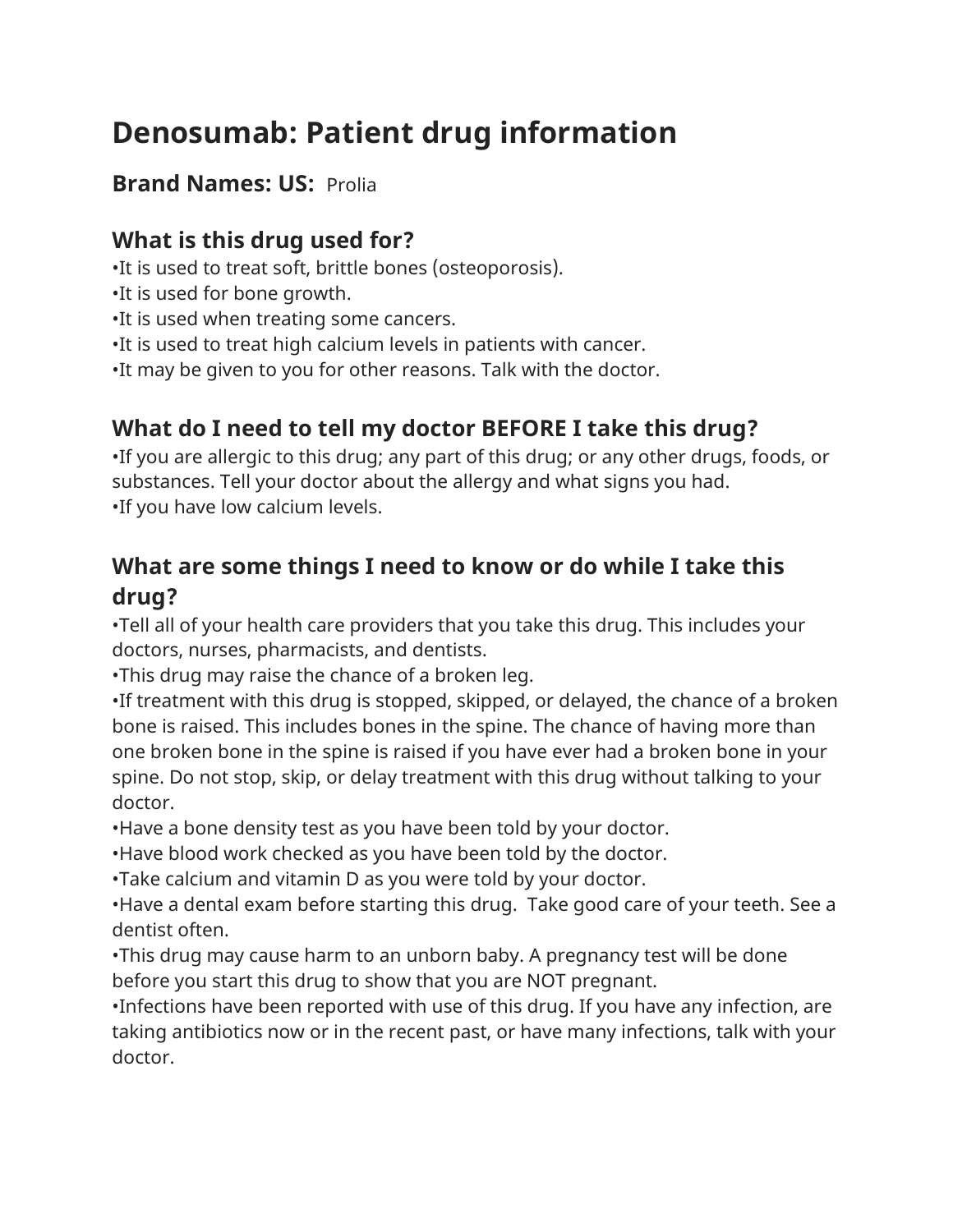# Denosumab: Patient drug information

**Brand Names: US:** Prolia

## What is this drug used for?

•It is used to treat soft, brittle bones (osteoporosis).
•It is used for bone growth.
•It is used when treating some cancers.
•It is used to treat high calcium levels in patients with cancer.
•It may be given to you for other reasons. Talk with the doctor.

## What do I need to tell my doctor BEFORE I take this drug?

•If you are allergic to this drug; any part of this drug; or any other drugs, foods, or substances. Tell your doctor about the allergy and what signs you had.
•If you have low calcium levels.

## What are some things I need to know or do while I take this drug?

•Tell all of your health care providers that you take this drug. This includes your doctors, nurses, pharmacists, and dentists.
•This drug may raise the chance of a broken leg.
•If treatment with this drug is stopped, skipped, or delayed, the chance of a broken bone is raised. This includes bones in the spine. The chance of having more than one broken bone in the spine is raised if you have ever had a broken bone in your spine. Do not stop, skip, or delay treatment with this drug without talking to your doctor.
•Have a bone density test as you have been told by your doctor.
•Have blood work checked as you have been told by the doctor.
•Take calcium and vitamin D as you were told by your doctor.
•Have a dental exam before starting this drug. Take good care of your teeth. See a dentist often.
•This drug may cause harm to an unborn baby. A pregnancy test will be done before you start this drug to show that you are NOT pregnant.
•Infections have been reported with use of this drug. If you have any infection, are taking antibiotics now or in the recent past, or have many infections, talk with your doctor.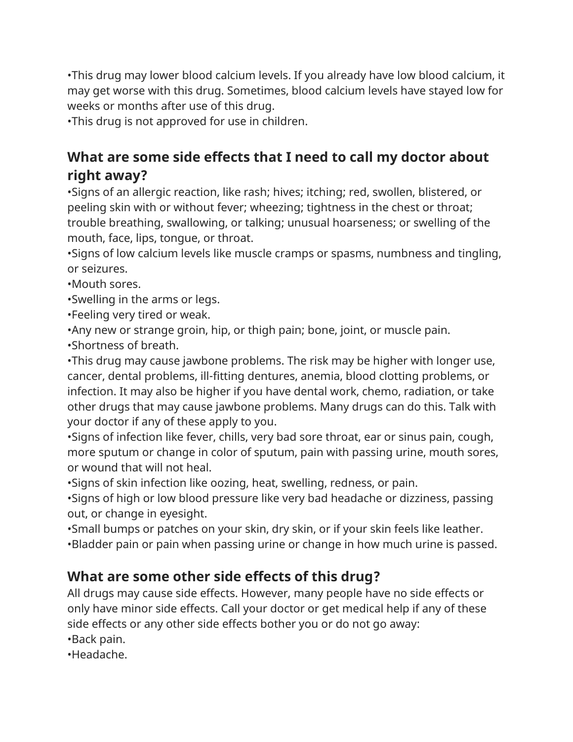•This drug may lower blood calcium levels. If you already have low blood calcium, it may get worse with this drug. Sometimes, blood calcium levels have stayed low for weeks or months after use of this drug.
•This drug is not approved for use in children.

## What are some side effects that I need to call my doctor about right away?

•Signs of an allergic reaction, like rash; hives; itching; red, swollen, blistered, or peeling skin with or without fever; wheezing; tightness in the chest or throat; trouble breathing, swallowing, or talking; unusual hoarseness; or swelling of the mouth, face, lips, tongue, or throat.
•Signs of low calcium levels like muscle cramps or spasms, numbness and tingling, or seizures.
•Mouth sores.
•Swelling in the arms or legs.
•Feeling very tired or weak.
•Any new or strange groin, hip, or thigh pain; bone, joint, or muscle pain.
•Shortness of breath.
•This drug may cause jawbone problems. The risk may be higher with longer use, cancer, dental problems, ill-fitting dentures, anemia, blood clotting problems, or infection. It may also be higher if you have dental work, chemo, radiation, or take other drugs that may cause jawbone problems. Many drugs can do this. Talk with your doctor if any of these apply to you.
•Signs of infection like fever, chills, very bad sore throat, ear or sinus pain, cough, more sputum or change in color of sputum, pain with passing urine, mouth sores, or wound that will not heal.
•Signs of skin infection like oozing, heat, swelling, redness, or pain.
•Signs of high or low blood pressure like very bad headache or dizziness, passing out, or change in eyesight.
•Small bumps or patches on your skin, dry skin, or if your skin feels like leather.
•Bladder pain or pain when passing urine or change in how much urine is passed.

## What are some other side effects of this drug?

All drugs may cause side effects. However, many people have no side effects or only have minor side effects. Call your doctor or get medical help if any of these side effects or any other side effects bother you or do not go away:
•Back pain.
•Headache.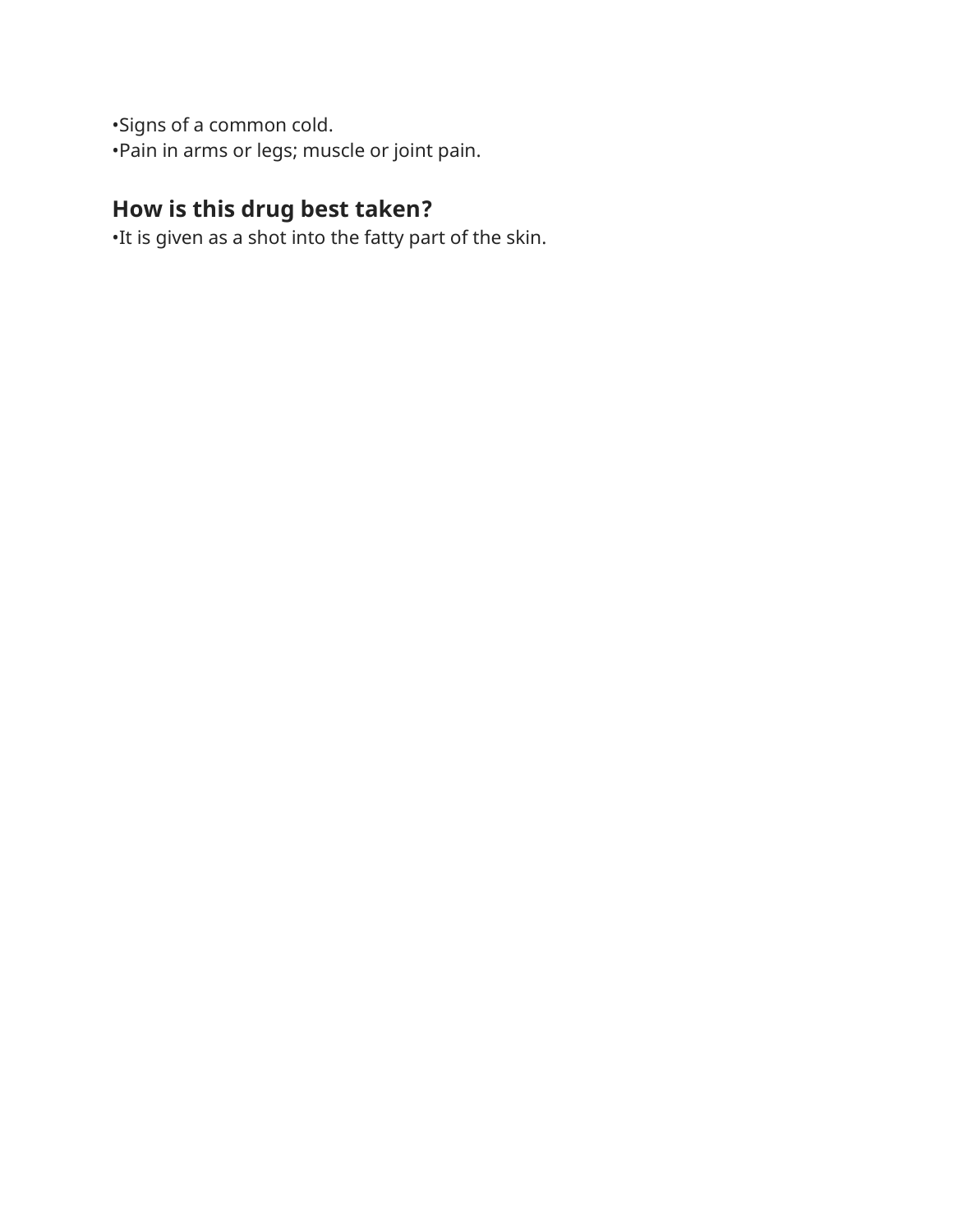•Signs of a common cold.
•Pain in arms or legs; muscle or joint pain.

## How is this drug best taken?

•It is given as a shot into the fatty part of the skin.